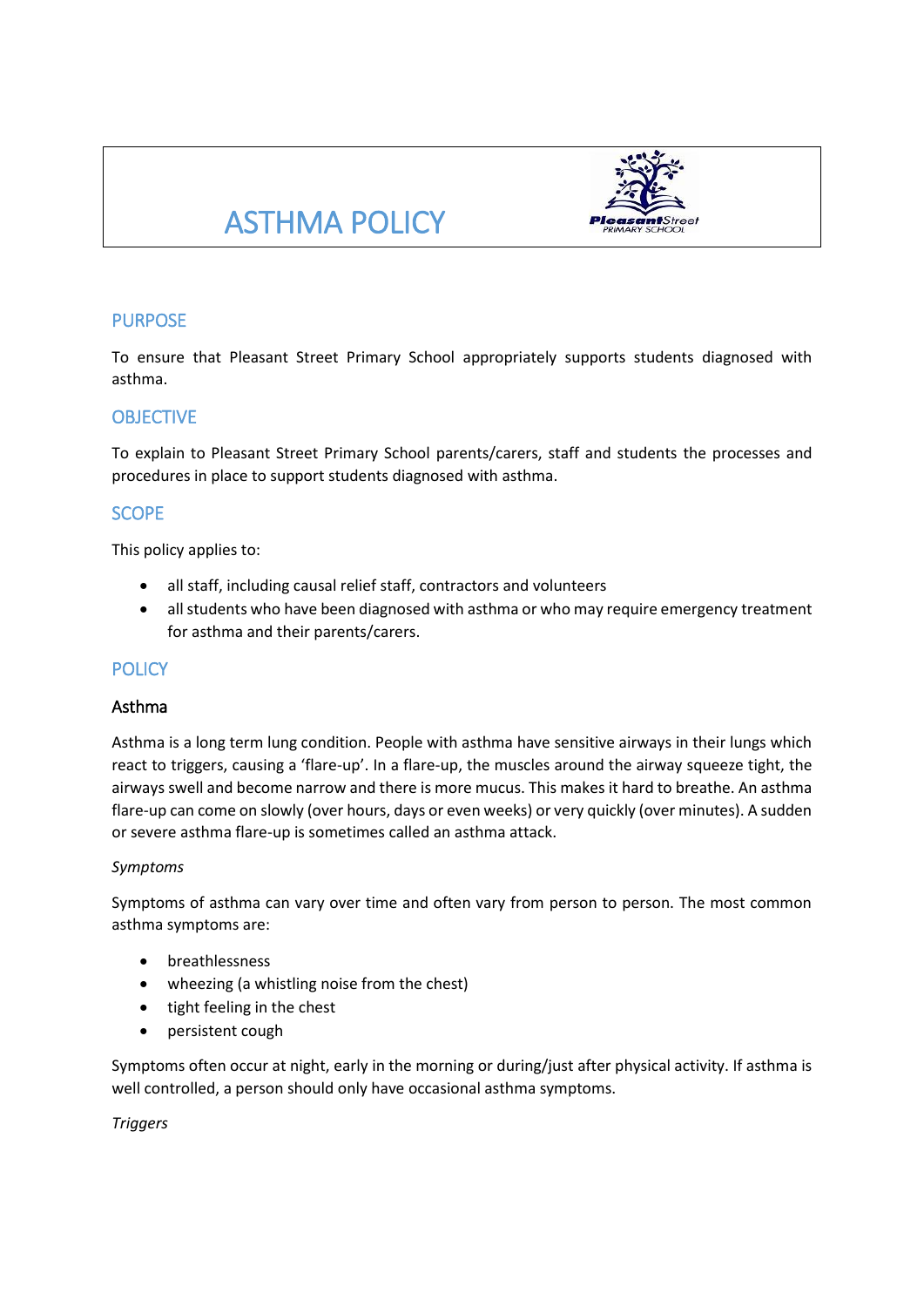# ASTHMA POLICY

## PURPOSE

To ensure that Pleasant Street Primary School appropriately supports students diagnosed with asthma.

## OBJECTIVE

To explain to Pleasant Street Primary School parents/carers, staff and students the processes and procedures in place to support students diagnosed with asthma.

## SCOPE

This policy applies to:

- all staff, including causal relief staff, contractors and volunteers
- all students who have been diagnosed with asthma or who may require emergency treatment for asthma and their parents/carers.

## POLICY

### Asthma

Asthma is a long term lung condition. People with asthma have sensitive airways in their lungs which react to triggers, causing a 'flare-up'. In a flare-up, the muscles around the airway squeeze tight, the airways swell and become narrow and there is more mucus. This makes it hard to breathe. An asthma flare-up can come on slowly (over hours, days or even weeks) or very quickly (over minutes). A sudden or severe asthma flare-up is sometimes called an asthma attack.

*Symptoms*

Symptoms of asthma can vary over time and often vary from person to person. The most common asthma symptoms are:

- breathlessness
- wheezing (a whistling noise from the chest)
- tight feeling in the chest
- persistent cough

Symptoms often occur at night, early in the morning or during/just after physical activity. If asthma is well controlled, a person should only have occasional asthma symptoms.

*Triggers*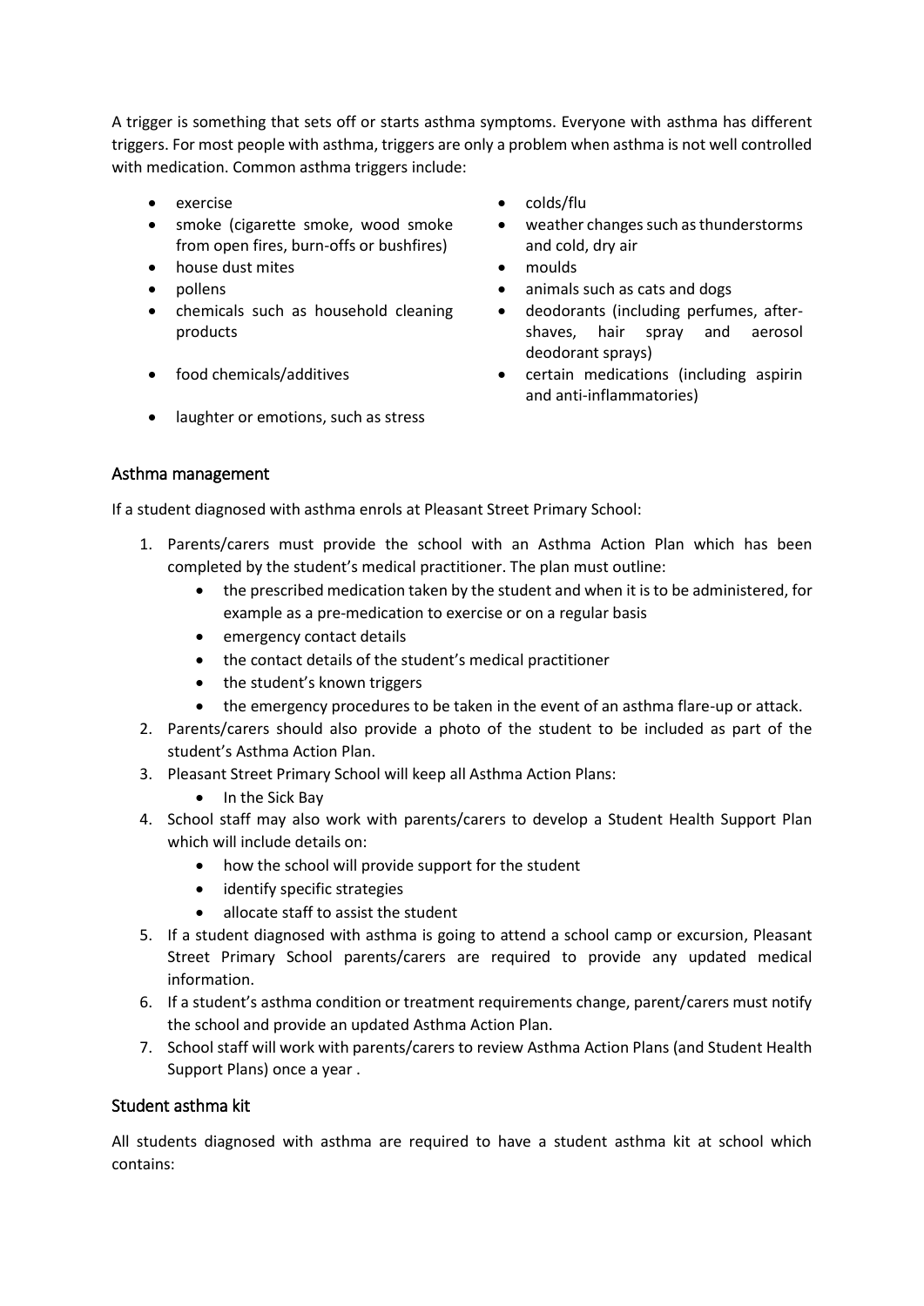A trigger is something that sets off or starts asthma symptoms. Everyone with asthma has different triggers. For most people with asthma, triggers are only a problem when asthma is not well controlled with medication. Common asthma triggers include:

- exercise
- smoke (cigarette smoke, wood smoke from open fires, burn-offs or bushfires)
- house dust mites
- pollens
- chemicals such as household cleaning products
- food chemicals/additives
- laughter or emotions, such as stress
- colds/flu
- weather changes such as thunderstorms and cold, dry air
- moulds
- animals such as cats and dogs
- deodorants (including perfumes, after-shaves, hair spray and aerosol deodorant sprays)
- certain medications (including aspirin and anti-inflammatories)

## Asthma management

If a student diagnosed with asthma enrols at Pleasant Street Primary School:

1. Parents/carers must provide the school with an Asthma Action Plan which has been completed by the student's medical practitioner. The plan must outline:
   - the prescribed medication taken by the student and when it is to be administered, for example as a pre-medication to exercise or on a regular basis
   - emergency contact details
   - the contact details of the student's medical practitioner
   - the student's known triggers
   - the emergency procedures to be taken in the event of an asthma flare-up or attack.
2. Parents/carers should also provide a photo of the student to be included as part of the student's Asthma Action Plan.
3. Pleasant Street Primary School will keep all Asthma Action Plans:
   - In the Sick Bay
4. School staff may also work with parents/carers to develop a Student Health Support Plan which will include details on:
   - how the school will provide support for the student
   - identify specific strategies
   - allocate staff to assist the student
5. If a student diagnosed with asthma is going to attend a school camp or excursion, Pleasant Street Primary School parents/carers are required to provide any updated medical information.
6. If a student's asthma condition or treatment requirements change, parent/carers must notify the school and provide an updated Asthma Action Plan.
7. School staff will work with parents/carers to review Asthma Action Plans (and Student Health Support Plans) once a year .

## Student asthma kit

All students diagnosed with asthma are required to have a student asthma kit at school which contains: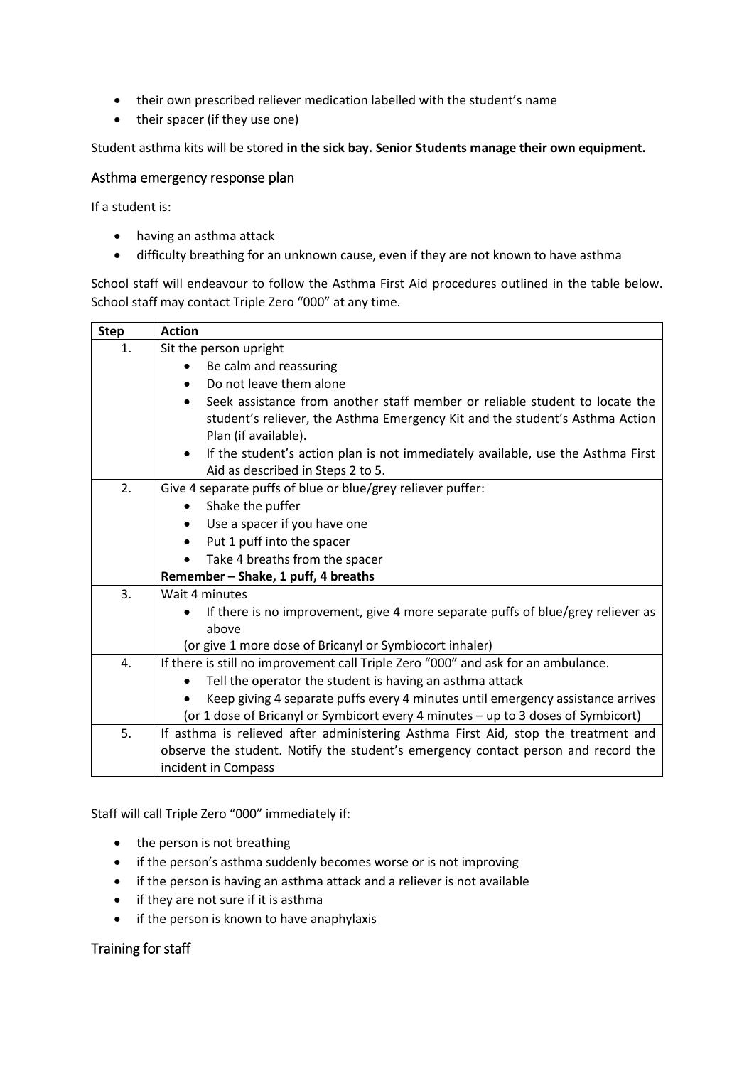- their own prescribed reliever medication labelled with the student's name
- their spacer (if they use one)

Student asthma kits will be stored **in the sick bay. Senior Students manage their own equipment.**

## Asthma emergency response plan

If a student is:

- having an asthma attack
- difficulty breathing for an unknown cause, even if they are not known to have asthma

School staff will endeavour to follow the Asthma First Aid procedures outlined in the table below. School staff may contact Triple Zero "000" at any time.

| Step | Action |
|---|---|
| 1. | Sit the person upright<br>• Be calm and reassuring<br>• Do not leave them alone<br>• Seek assistance from another staff member or reliable student to locate the student's reliever, the Asthma Emergency Kit and the student's Asthma Action Plan (if available).<br>• If the student's action plan is not immediately available, use the Asthma First Aid as described in Steps 2 to 5. |
| 2. | Give 4 separate puffs of blue or blue/grey reliever puffer:<br>• Shake the puffer<br>• Use a spacer if you have one<br>• Put 1 puff into the spacer<br>• Take 4 breaths from the spacer<br>**Remember – Shake, 1 puff, 4 breaths** |
| 3. | Wait 4 minutes<br>• If there is no improvement, give 4 more separate puffs of blue/grey reliever as above<br>(or give 1 more dose of Bricanyl or Symbiocort inhaler) |
| 4. | If there is still no improvement call Triple Zero "000" and ask for an ambulance.<br>• Tell the operator the student is having an asthma attack<br>• Keep giving 4 separate puffs every 4 minutes until emergency assistance arrives<br>(or 1 dose of Bricanyl or Symbicort every 4 minutes – up to 3 doses of Symbicort) |
| 5. | If asthma is relieved after administering Asthma First Aid, stop the treatment and observe the student. Notify the student's emergency contact person and record the incident in Compass |

Staff will call Triple Zero "000" immediately if:

- the person is not breathing
- if the person's asthma suddenly becomes worse or is not improving
- if the person is having an asthma attack and a reliever is not available
- if they are not sure if it is asthma
- if the person is known to have anaphylaxis

## Training for staff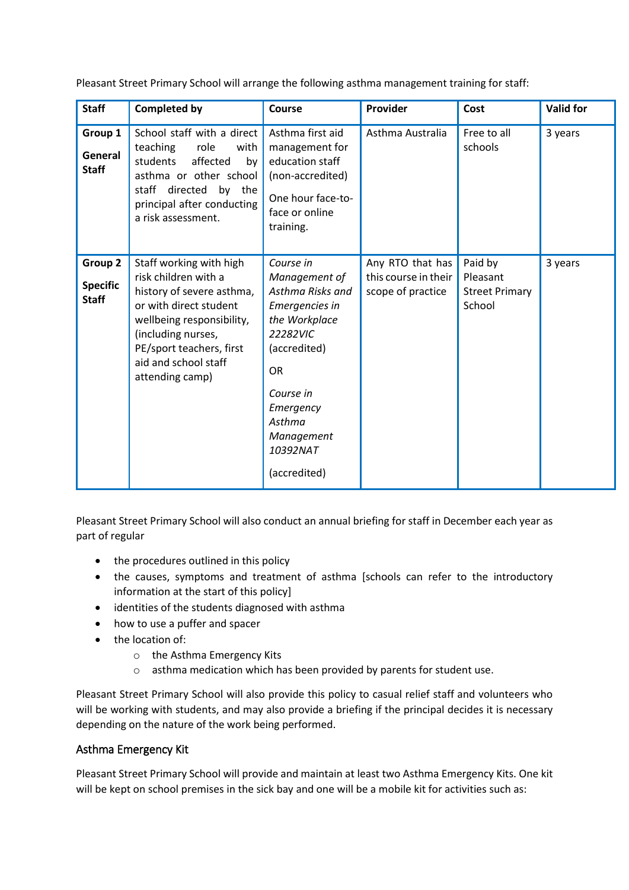Pleasant Street Primary School will arrange the following asthma management training for staff:

| Staff | Completed by | Course | Provider | Cost | Valid for |
|---|---|---|---|---|---|
| **Group 1** **General Staff** | School staff with a direct teaching role with students affected by asthma or other school staff directed by the principal after conducting a risk assessment. | Asthma first aid management for education staff (non-accredited) One hour face-to-face or online training. | Asthma Australia | Free to all schools | 3 years |
| **Group 2** **Specific Staff** | Staff working with high risk children with a history of severe asthma, or with direct student wellbeing responsibility, (including nurses, PE/sport teachers, first aid and school staff attending camp) | *Course in Management of Asthma Risks and Emergencies in the Workplace 22282VIC* (accredited) OR *Course in Emergency Asthma Management 10392NAT* (accredited) | Any RTO that has this course in their scope of practice | Paid by Pleasant Street Primary School | 3 years |

Pleasant Street Primary School will also conduct an annual briefing for staff in December each year as part of regular

- the procedures outlined in this policy
- the causes, symptoms and treatment of asthma [schools can refer to the introductory information at the start of this policy]
- identities of the students diagnosed with asthma
- how to use a puffer and spacer
- the location of:
  - the Asthma Emergency Kits
  - asthma medication which has been provided by parents for student use.

Pleasant Street Primary School will also provide this policy to casual relief staff and volunteers who will be working with students, and may also provide a briefing if the principal decides it is necessary depending on the nature of the work being performed.

## Asthma Emergency Kit

Pleasant Street Primary School will provide and maintain at least two Asthma Emergency Kits. One kit will be kept on school premises in the sick bay and one will be a mobile kit for activities such as: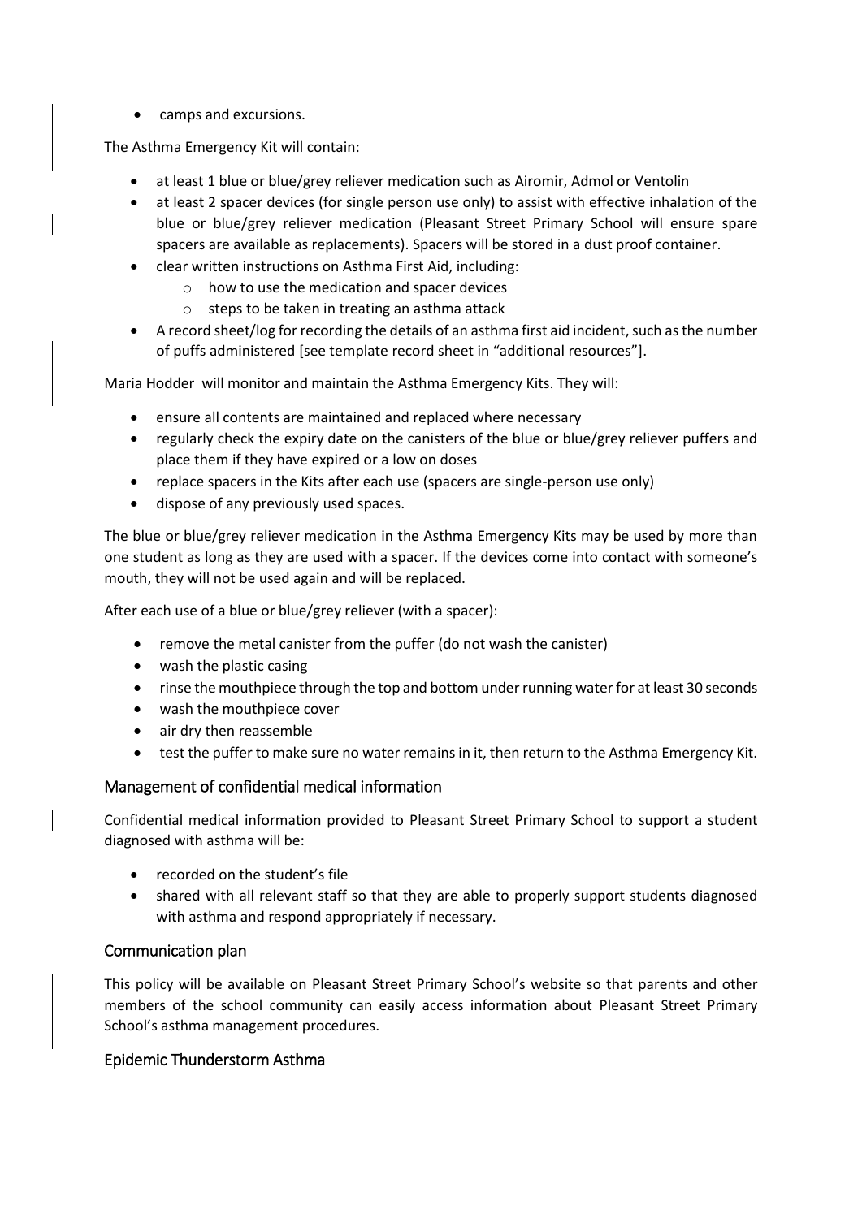- camps and excursions.

The Asthma Emergency Kit will contain:

- at least 1 blue or blue/grey reliever medication such as Airomir, Admol or Ventolin
- at least 2 spacer devices (for single person use only) to assist with effective inhalation of the blue or blue/grey reliever medication (Pleasant Street Primary School will ensure spare spacers are available as replacements). Spacers will be stored in a dust proof container.
- clear written instructions on Asthma First Aid, including:
  - how to use the medication and spacer devices
  - steps to be taken in treating an asthma attack
- A record sheet/log for recording the details of an asthma first aid incident, such as the number of puffs administered [see template record sheet in "additional resources"].

Maria Hodder will monitor and maintain the Asthma Emergency Kits. They will:

- ensure all contents are maintained and replaced where necessary
- regularly check the expiry date on the canisters of the blue or blue/grey reliever puffers and place them if they have expired or a low on doses
- replace spacers in the Kits after each use (spacers are single-person use only)
- dispose of any previously used spaces.

The blue or blue/grey reliever medication in the Asthma Emergency Kits may be used by more than one student as long as they are used with a spacer. If the devices come into contact with someone's mouth, they will not be used again and will be replaced.

After each use of a blue or blue/grey reliever (with a spacer):

- remove the metal canister from the puffer (do not wash the canister)
- wash the plastic casing
- rinse the mouthpiece through the top and bottom under running water for at least 30 seconds
- wash the mouthpiece cover
- air dry then reassemble
- test the puffer to make sure no water remains in it, then return to the Asthma Emergency Kit.

## Management of confidential medical information

Confidential medical information provided to Pleasant Street Primary School to support a student diagnosed with asthma will be:

- recorded on the student's file
- shared with all relevant staff so that they are able to properly support students diagnosed with asthma and respond appropriately if necessary.

## Communication plan

This policy will be available on Pleasant Street Primary School's website so that parents and other members of the school community can easily access information about Pleasant Street Primary School's asthma management procedures.

## Epidemic Thunderstorm Asthma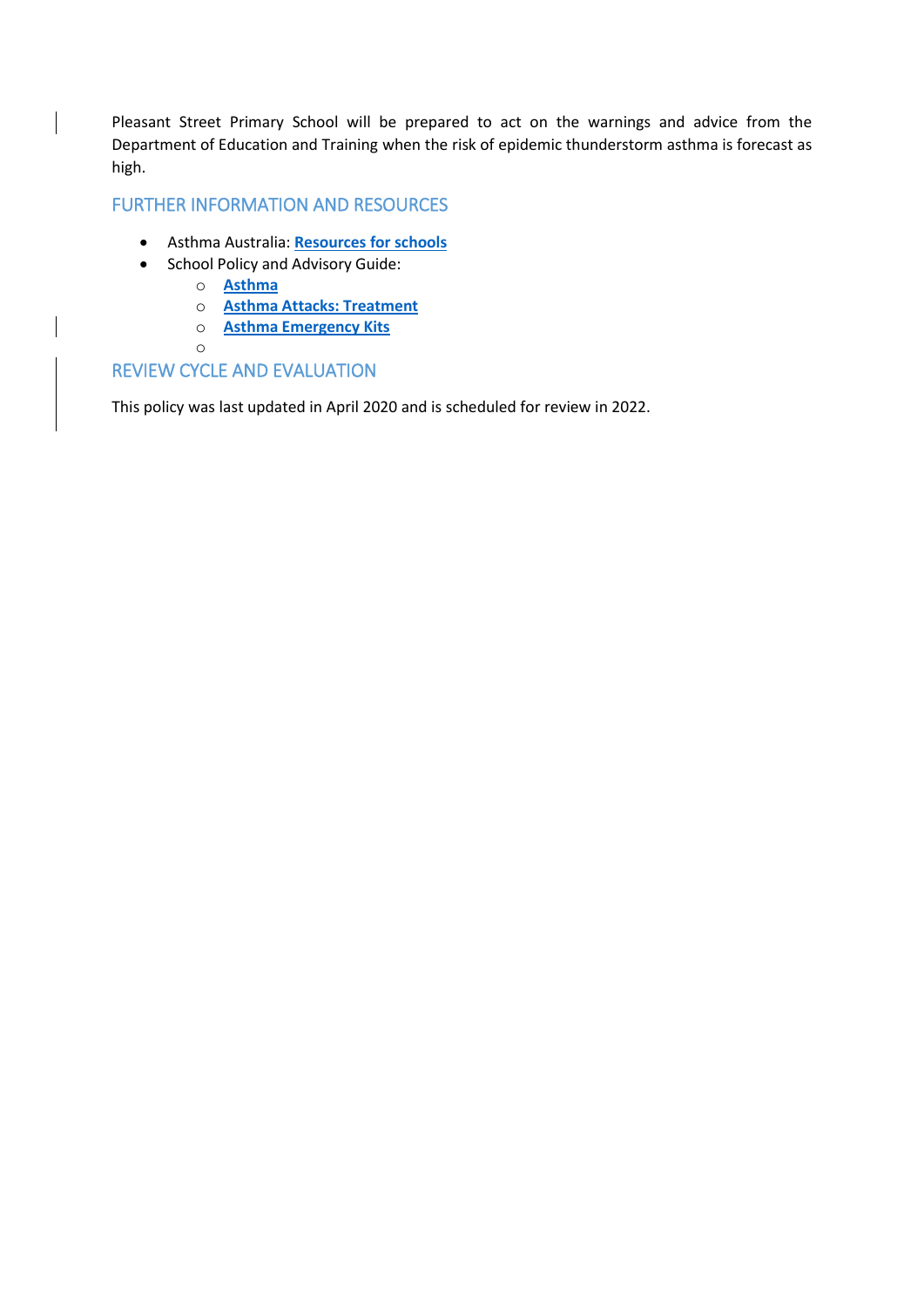Pleasant Street Primary School will be prepared to act on the warnings and advice from the Department of Education and Training when the risk of epidemic thunderstorm asthma is forecast as high.

## FURTHER INFORMATION AND RESOURCES

- Asthma Australia: **Resources for schools**
- School Policy and Advisory Guide:
  - **Asthma**
  - **Asthma Attacks: Treatment**
  - **Asthma Emergency Kits**

## REVIEW CYCLE AND EVALUATION

This policy was last updated in April 2020 and is scheduled for review in 2022.